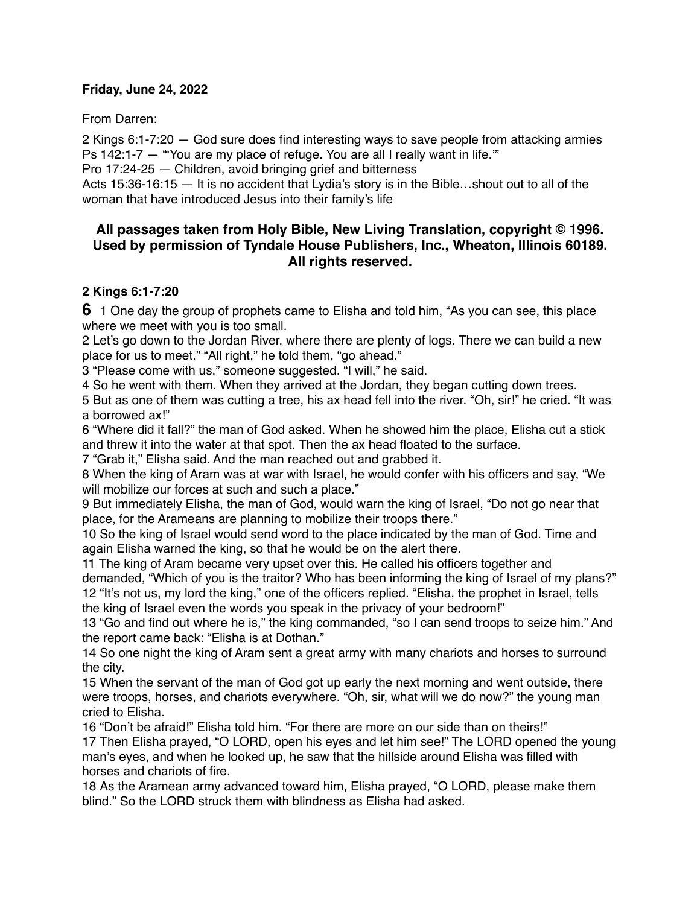**Friday, June 24, 2022**

From Darren:

2 Kings 6:1-7:20 — God sure does find interesting ways to save people from attacking armies
Ps 142:1-7 — "'You are my place of refuge. You are all I really want in life.'"
Pro 17:24-25 — Children, avoid bringing grief and bitterness
Acts 15:36-16:15 — It is no accident that Lydia's story is in the Bible…shout out to all of the woman that have introduced Jesus into their family's life

### All passages taken from Holy Bible, New Living Translation, copyright © 1996. Used by permission of Tyndale House Publishers, Inc., Wheaton, Illinois 60189. All rights reserved.

### 2 Kings 6:1-7:20

**6** 1 One day the group of prophets came to Elisha and told him, "As you can see, this place where we meet with you is too small.
2 Let's go down to the Jordan River, where there are plenty of logs. There we can build a new place for us to meet." "All right," he told them, "go ahead."
3 "Please come with us," someone suggested. "I will," he said.
4 So he went with them. When they arrived at the Jordan, they began cutting down trees.
5 But as one of them was cutting a tree, his ax head fell into the river. "Oh, sir!" he cried. "It was a borrowed ax!"
6 "Where did it fall?" the man of God asked. When he showed him the place, Elisha cut a stick and threw it into the water at that spot. Then the ax head floated to the surface.
7 "Grab it," Elisha said. And the man reached out and grabbed it.
8 When the king of Aram was at war with Israel, he would confer with his officers and say, "We will mobilize our forces at such and such a place."
9 But immediately Elisha, the man of God, would warn the king of Israel, "Do not go near that place, for the Arameans are planning to mobilize their troops there."
10 So the king of Israel would send word to the place indicated by the man of God. Time and again Elisha warned the king, so that he would be on the alert there.
11 The king of Aram became very upset over this. He called his officers together and demanded, "Which of you is the traitor? Who has been informing the king of Israel of my plans?"
12 "It's not us, my lord the king," one of the officers replied. "Elisha, the prophet in Israel, tells the king of Israel even the words you speak in the privacy of your bedroom!"
13 "Go and find out where he is," the king commanded, "so I can send troops to seize him." And the report came back: "Elisha is at Dothan."
14 So one night the king of Aram sent a great army with many chariots and horses to surround the city.
15 When the servant of the man of God got up early the next morning and went outside, there were troops, horses, and chariots everywhere. "Oh, sir, what will we do now?" the young man cried to Elisha.
16 "Don't be afraid!" Elisha told him. "For there are more on our side than on theirs!"
17 Then Elisha prayed, "O LORD, open his eyes and let him see!" The LORD opened the young man's eyes, and when he looked up, he saw that the hillside around Elisha was filled with horses and chariots of fire.
18 As the Aramean army advanced toward him, Elisha prayed, "O LORD, please make them blind." So the LORD struck them with blindness as Elisha had asked.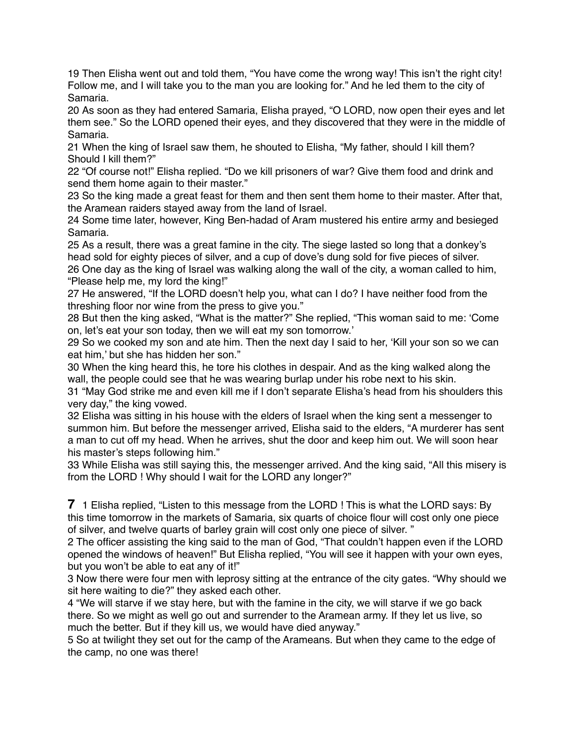19 Then Elisha went out and told them, "You have come the wrong way! This isn't the right city! Follow me, and I will take you to the man you are looking for." And he led them to the city of Samaria.

20 As soon as they had entered Samaria, Elisha prayed, "O LORD, now open their eyes and let them see." So the LORD opened their eyes, and they discovered that they were in the middle of Samaria.

21 When the king of Israel saw them, he shouted to Elisha, "My father, should I kill them? Should I kill them?"

22 "Of course not!" Elisha replied. "Do we kill prisoners of war? Give them food and drink and send them home again to their master."

23 So the king made a great feast for them and then sent them home to their master. After that, the Aramean raiders stayed away from the land of Israel.

24 Some time later, however, King Ben-hadad of Aram mustered his entire army and besieged Samaria.

25 As a result, there was a great famine in the city. The siege lasted so long that a donkey's head sold for eighty pieces of silver, and a cup of dove's dung sold for five pieces of silver.

26 One day as the king of Israel was walking along the wall of the city, a woman called to him, "Please help me, my lord the king!"

27 He answered, "If the LORD doesn't help you, what can I do? I have neither food from the threshing floor nor wine from the press to give you."

28 But then the king asked, "What is the matter?" She replied, "This woman said to me: 'Come on, let's eat your son today, then we will eat my son tomorrow.'

29 So we cooked my son and ate him. Then the next day I said to her, 'Kill your son so we can eat him,' but she has hidden her son."

30 When the king heard this, he tore his clothes in despair. And as the king walked along the wall, the people could see that he was wearing burlap under his robe next to his skin.

31 "May God strike me and even kill me if I don't separate Elisha's head from his shoulders this very day," the king vowed.

32 Elisha was sitting in his house with the elders of Israel when the king sent a messenger to summon him. But before the messenger arrived, Elisha said to the elders, "A murderer has sent a man to cut off my head. When he arrives, shut the door and keep him out. We will soon hear his master's steps following him."

33 While Elisha was still saying this, the messenger arrived. And the king said, "All this misery is from the LORD ! Why should I wait for the LORD any longer?"

**7** 1 Elisha replied, "Listen to this message from the LORD ! This is what the LORD says: By this time tomorrow in the markets of Samaria, six quarts of choice flour will cost only one piece of silver, and twelve quarts of barley grain will cost only one piece of silver. "

2 The officer assisting the king said to the man of God, "That couldn't happen even if the LORD opened the windows of heaven!" But Elisha replied, "You will see it happen with your own eyes, but you won't be able to eat any of it!"

3 Now there were four men with leprosy sitting at the entrance of the city gates. "Why should we sit here waiting to die?" they asked each other.

4 "We will starve if we stay here, but with the famine in the city, we will starve if we go back there. So we might as well go out and surrender to the Aramean army. If they let us live, so much the better. But if they kill us, we would have died anyway."

5 So at twilight they set out for the camp of the Arameans. But when they came to the edge of the camp, no one was there!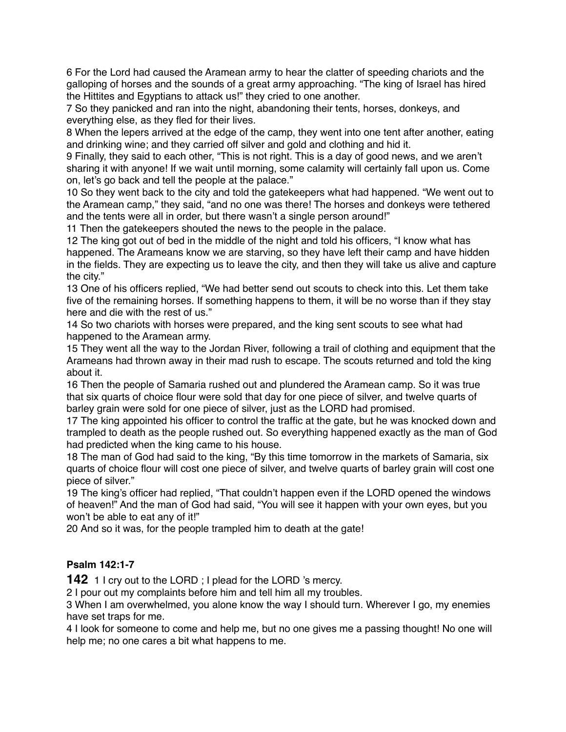6 For the Lord had caused the Aramean army to hear the clatter of speeding chariots and the galloping of horses and the sounds of a great army approaching. "The king of Israel has hired the Hittites and Egyptians to attack us!" they cried to one another.

7 So they panicked and ran into the night, abandoning their tents, horses, donkeys, and everything else, as they fled for their lives.

8 When the lepers arrived at the edge of the camp, they went into one tent after another, eating and drinking wine; and they carried off silver and gold and clothing and hid it.

9 Finally, they said to each other, "This is not right. This is a day of good news, and we aren't sharing it with anyone! If we wait until morning, some calamity will certainly fall upon us. Come on, let's go back and tell the people at the palace."

10 So they went back to the city and told the gatekeepers what had happened. "We went out to the Aramean camp," they said, "and no one was there! The horses and donkeys were tethered and the tents were all in order, but there wasn't a single person around!"

11 Then the gatekeepers shouted the news to the people in the palace.

12 The king got out of bed in the middle of the night and told his officers, "I know what has happened. The Arameans know we are starving, so they have left their camp and have hidden in the fields. They are expecting us to leave the city, and then they will take us alive and capture the city."

13 One of his officers replied, "We had better send out scouts to check into this. Let them take five of the remaining horses. If something happens to them, it will be no worse than if they stay here and die with the rest of us."

14 So two chariots with horses were prepared, and the king sent scouts to see what had happened to the Aramean army.

15 They went all the way to the Jordan River, following a trail of clothing and equipment that the Arameans had thrown away in their mad rush to escape. The scouts returned and told the king about it.

16 Then the people of Samaria rushed out and plundered the Aramean camp. So it was true that six quarts of choice flour were sold that day for one piece of silver, and twelve quarts of barley grain were sold for one piece of silver, just as the LORD had promised.

17 The king appointed his officer to control the traffic at the gate, but he was knocked down and trampled to death as the people rushed out. So everything happened exactly as the man of God had predicted when the king came to his house.

18 The man of God had said to the king, "By this time tomorrow in the markets of Samaria, six quarts of choice flour will cost one piece of silver, and twelve quarts of barley grain will cost one piece of silver."

19 The king's officer had replied, "That couldn't happen even if the LORD opened the windows of heaven!" And the man of God had said, "You will see it happen with your own eyes, but you won't be able to eat any of it!"

20 And so it was, for the people trampled him to death at the gate!

**Psalm 142:1-7**

**142** 1 I cry out to the LORD ; I plead for the LORD 's mercy.

2 I pour out my complaints before him and tell him all my troubles.

3 When I am overwhelmed, you alone know the way I should turn. Wherever I go, my enemies have set traps for me.

4 I look for someone to come and help me, but no one gives me a passing thought! No one will help me; no one cares a bit what happens to me.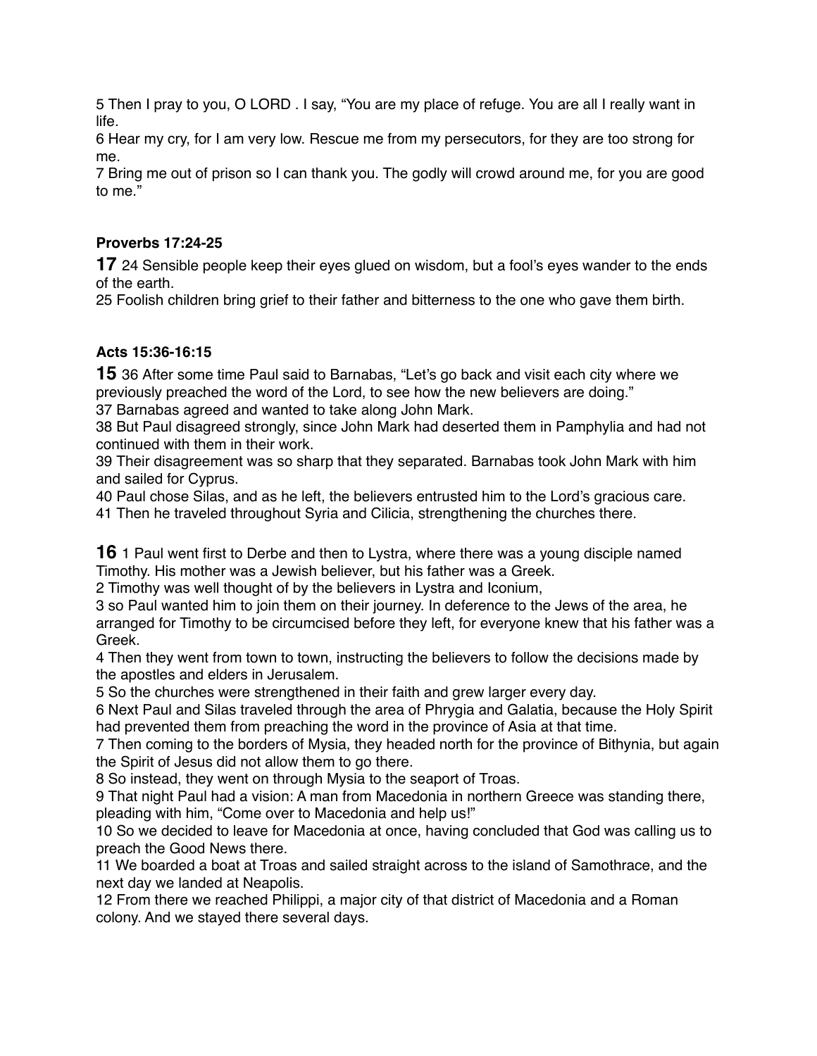5 Then I pray to you, O LORD . I say, "You are my place of refuge. You are all I really want in life.
6 Hear my cry, for I am very low. Rescue me from my persecutors, for they are too strong for me.
7 Bring me out of prison so I can thank you. The godly will crowd around me, for you are good to me."

**Proverbs 17:24-25**

**17** 24 Sensible people keep their eyes glued on wisdom, but a fool's eyes wander to the ends of the earth.
25 Foolish children bring grief to their father and bitterness to the one who gave them birth.

**Acts 15:36-16:15**

**15** 36 After some time Paul said to Barnabas, "Let's go back and visit each city where we previously preached the word of the Lord, to see how the new believers are doing."
37 Barnabas agreed and wanted to take along John Mark.
38 But Paul disagreed strongly, since John Mark had deserted them in Pamphylia and had not continued with them in their work.
39 Their disagreement was so sharp that they separated. Barnabas took John Mark with him and sailed for Cyprus.
40 Paul chose Silas, and as he left, the believers entrusted him to the Lord's gracious care.
41 Then he traveled throughout Syria and Cilicia, strengthening the churches there.

**16** 1 Paul went first to Derbe and then to Lystra, where there was a young disciple named Timothy. His mother was a Jewish believer, but his father was a Greek.
2 Timothy was well thought of by the believers in Lystra and Iconium,
3 so Paul wanted him to join them on their journey. In deference to the Jews of the area, he arranged for Timothy to be circumcised before they left, for everyone knew that his father was a Greek.
4 Then they went from town to town, instructing the believers to follow the decisions made by the apostles and elders in Jerusalem.
5 So the churches were strengthened in their faith and grew larger every day.
6 Next Paul and Silas traveled through the area of Phrygia and Galatia, because the Holy Spirit had prevented them from preaching the word in the province of Asia at that time.
7 Then coming to the borders of Mysia, they headed north for the province of Bithynia, but again the Spirit of Jesus did not allow them to go there.
8 So instead, they went on through Mysia to the seaport of Troas.
9 That night Paul had a vision: A man from Macedonia in northern Greece was standing there, pleading with him, "Come over to Macedonia and help us!"
10 So we decided to leave for Macedonia at once, having concluded that God was calling us to preach the Good News there.
11 We boarded a boat at Troas and sailed straight across to the island of Samothrace, and the next day we landed at Neapolis.
12 From there we reached Philippi, a major city of that district of Macedonia and a Roman colony. And we stayed there several days.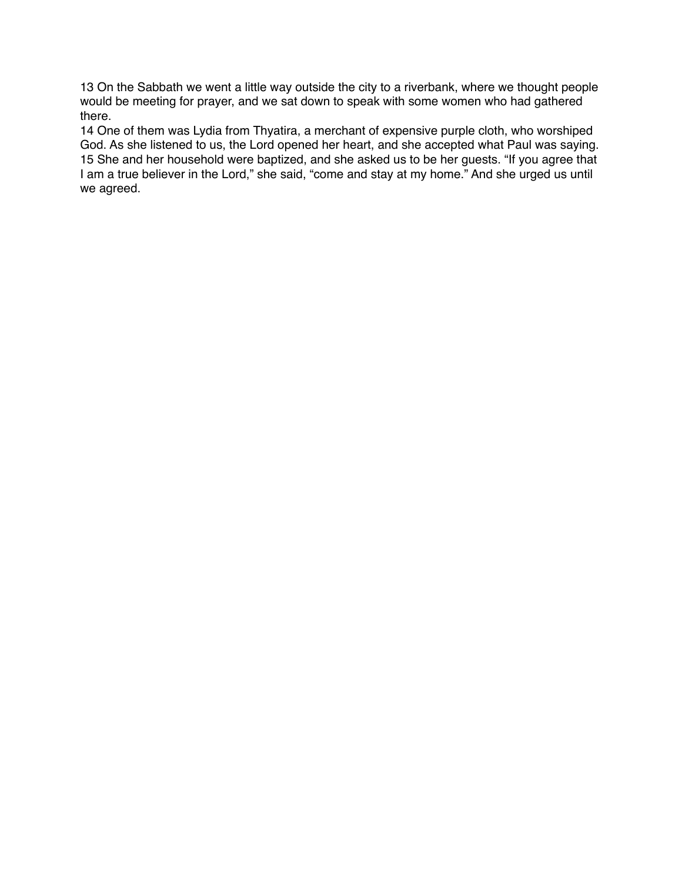13 On the Sabbath we went a little way outside the city to a riverbank, where we thought people would be meeting for prayer, and we sat down to speak with some women who had gathered there.
14 One of them was Lydia from Thyatira, a merchant of expensive purple cloth, who worshiped God. As she listened to us, the Lord opened her heart, and she accepted what Paul was saying.
15 She and her household were baptized, and she asked us to be her guests. "If you agree that I am a true believer in the Lord," she said, "come and stay at my home." And she urged us until we agreed.